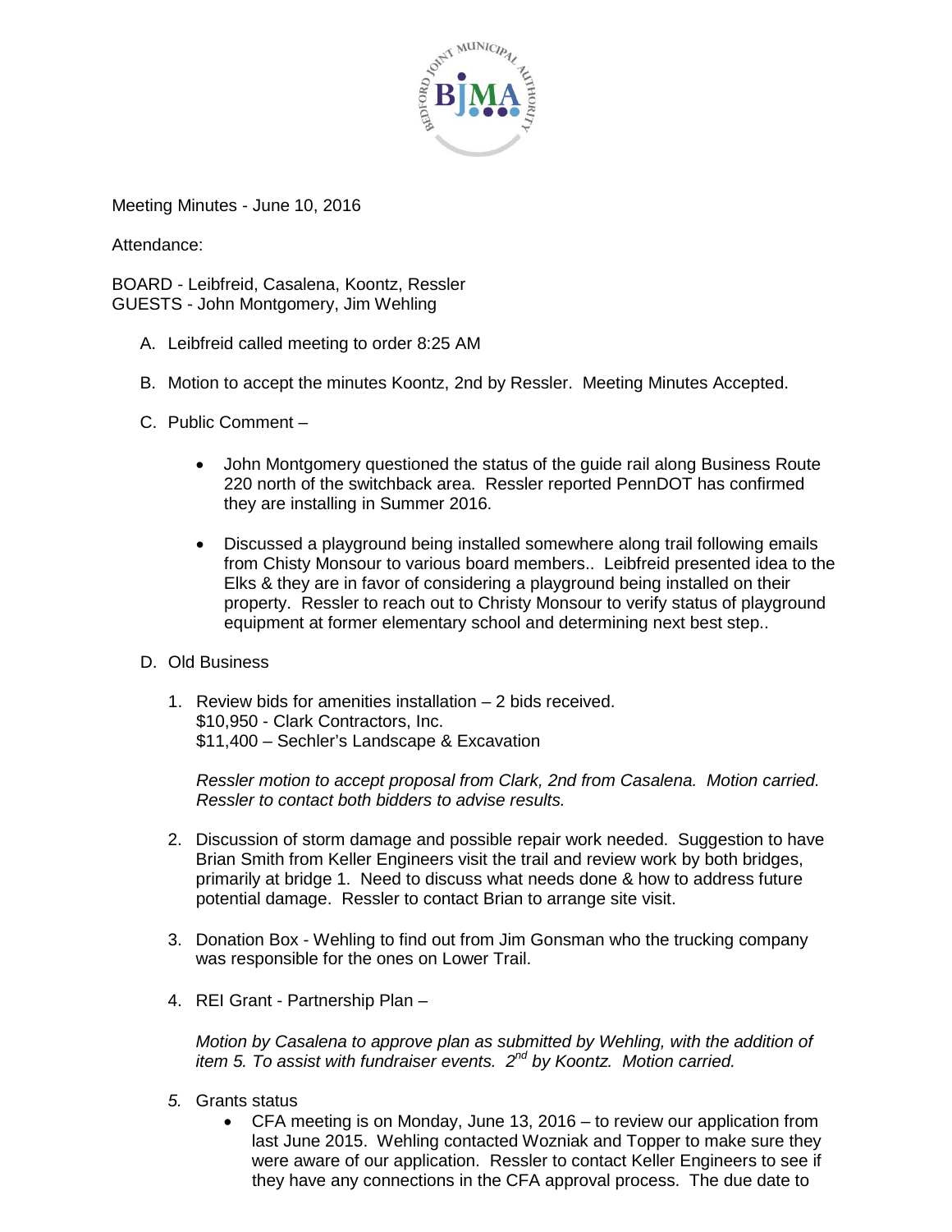Meeting Minutes - June 10, 2016

Attendance:

BOARD - Leibfreid, Casalena, Koontz, Ressler
GUESTS - John Montgomery, Jim Wehling

A. Leibfreid called meeting to order 8:25 AM

B. Motion to accept the minutes Koontz, 2nd by Ressler. Meeting Minutes Accepted.

C. Public Comment –

- John Montgomery questioned the status of the guide rail along Business Route 220 north of the switchback area. Ressler reported PennDOT has confirmed they are installing in Summer 2016.

- Discussed a playground being installed somewhere along trail following emails from Chisty Monsour to various board members.. Leibfreid presented idea to the Elks & they are in favor of considering a playground being installed on their property. Ressler to reach out to Christy Monsour to verify status of playground equipment at former elementary school and determining next best step..

D. Old Business

1. Review bids for amenities installation – 2 bids received.
   $10,950 - Clark Contractors, Inc.
   $11,400 – Sechler's Landscape & Excavation

   *Ressler motion to accept proposal from Clark, 2nd from Casalena. Motion carried. Ressler to contact both bidders to advise results.*

2. Discussion of storm damage and possible repair work needed. Suggestion to have Brian Smith from Keller Engineers visit the trail and review work by both bridges, primarily at bridge 1. Need to discuss what needs done & how to address future potential damage. Ressler to contact Brian to arrange site visit.

3. Donation Box - Wehling to find out from Jim Gonsman who the trucking company was responsible for the ones on Lower Trail.

4. REI Grant - Partnership Plan –

   *Motion by Casalena to approve plan as submitted by Wehling, with the addition of item 5. To assist with fundraiser events. 2nd by Koontz. Motion carried.*

*5.* Grants status
   - CFA meeting is on Monday, June 13, 2016 – to review our application from last June 2015. Wehling contacted Wozniak and Topper to make sure they were aware of our application. Ressler to contact Keller Engineers to see if they have any connections in the CFA approval process. The due date to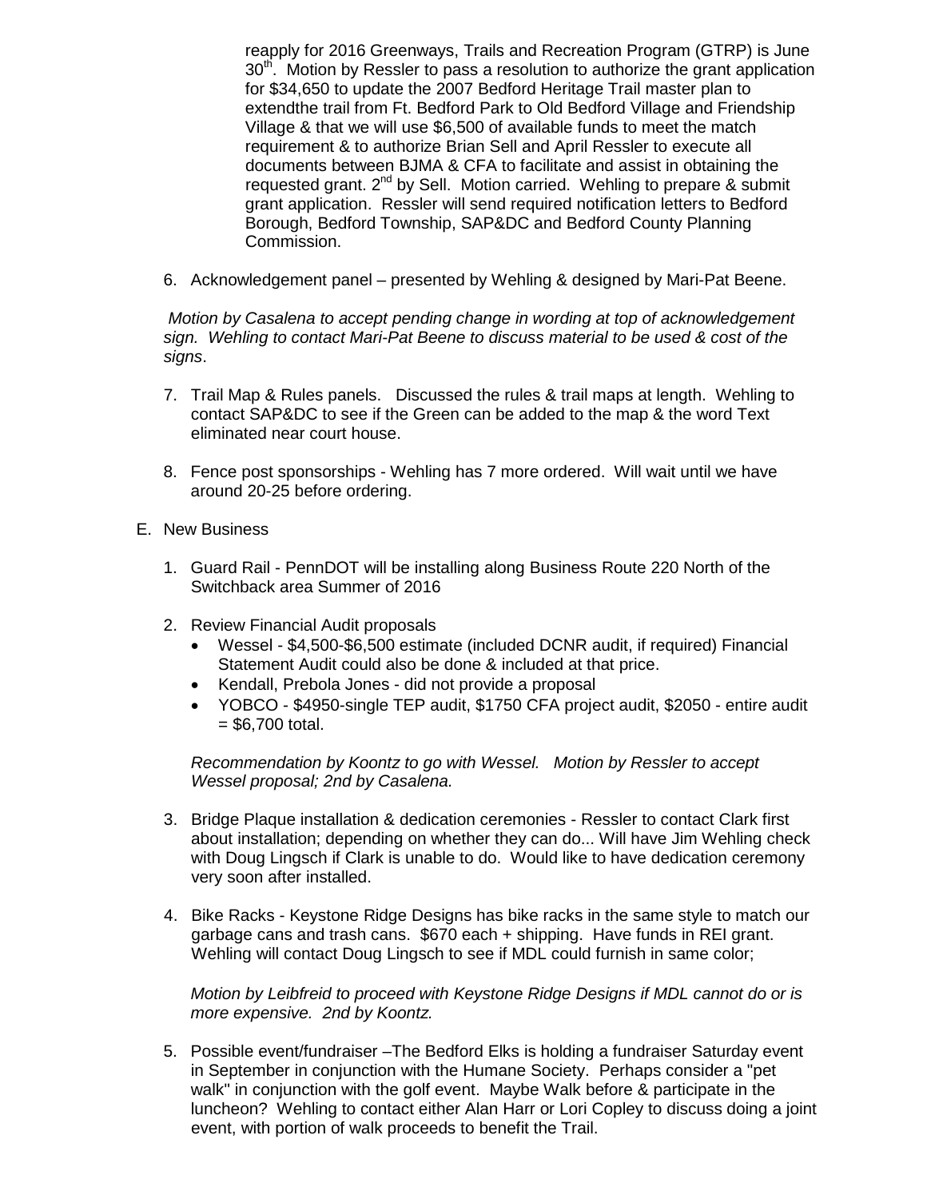reapply for 2016 Greenways, Trails and Recreation Program (GTRP) is June 30th. Motion by Ressler to pass a resolution to authorize the grant application for $34,650 to update the 2007 Bedford Heritage Trail master plan to extendthe trail from Ft. Bedford Park to Old Bedford Village and Friendship Village & that we will use $6,500 of available funds to meet the match requirement & to authorize Brian Sell and April Ressler to execute all documents between BJMA & CFA to facilitate and assist in obtaining the requested grant. 2nd by Sell. Motion carried. Wehling to prepare & submit grant application. Ressler will send required notification letters to Bedford Borough, Bedford Township, SAP&DC and Bedford County Planning Commission.

6. Acknowledgement panel – presented by Wehling & designed by Mari-Pat Beene.

*Motion by Casalena to accept pending change in wording at top of acknowledgement sign. Wehling to contact Mari-Pat Beene to discuss material to be used & cost of the signs*.

7. Trail Map & Rules panels. Discussed the rules & trail maps at length. Wehling to contact SAP&DC to see if the Green can be added to the map & the word Text eliminated near court house.

8. Fence post sponsorships - Wehling has 7 more ordered. Will wait until we have around 20-25 before ordering.

E. New Business

1. Guard Rail - PennDOT will be installing along Business Route 220 North of the Switchback area Summer of 2016

2. Review Financial Audit proposals
   - Wessel - $4,500-$6,500 estimate (included DCNR audit, if required) Financial Statement Audit could also be done & included at that price.
   - Kendall, Prebola Jones - did not provide a proposal
   - YOBCO - $4950-single TEP audit, $1750 CFA project audit, $2050 - entire audit = $6,700 total.

   *Recommendation by Koontz to go with Wessel. Motion by Ressler to accept Wessel proposal; 2nd by Casalena.*

3. Bridge Plaque installation & dedication ceremonies - Ressler to contact Clark first about installation; depending on whether they can do... Will have Jim Wehling check with Doug Lingsch if Clark is unable to do. Would like to have dedication ceremony very soon after installed.

4. Bike Racks - Keystone Ridge Designs has bike racks in the same style to match our garbage cans and trash cans. $670 each + shipping. Have funds in REI grant. Wehling will contact Doug Lingsch to see if MDL could furnish in same color;

   *Motion by Leibfreid to proceed with Keystone Ridge Designs if MDL cannot do or is more expensive. 2nd by Koontz.*

5. Possible event/fundraiser –The Bedford Elks is holding a fundraiser Saturday event in September in conjunction with the Humane Society. Perhaps consider a "pet walk" in conjunction with the golf event. Maybe Walk before & participate in the luncheon? Wehling to contact either Alan Harr or Lori Copley to discuss doing a joint event, with portion of walk proceeds to benefit the Trail.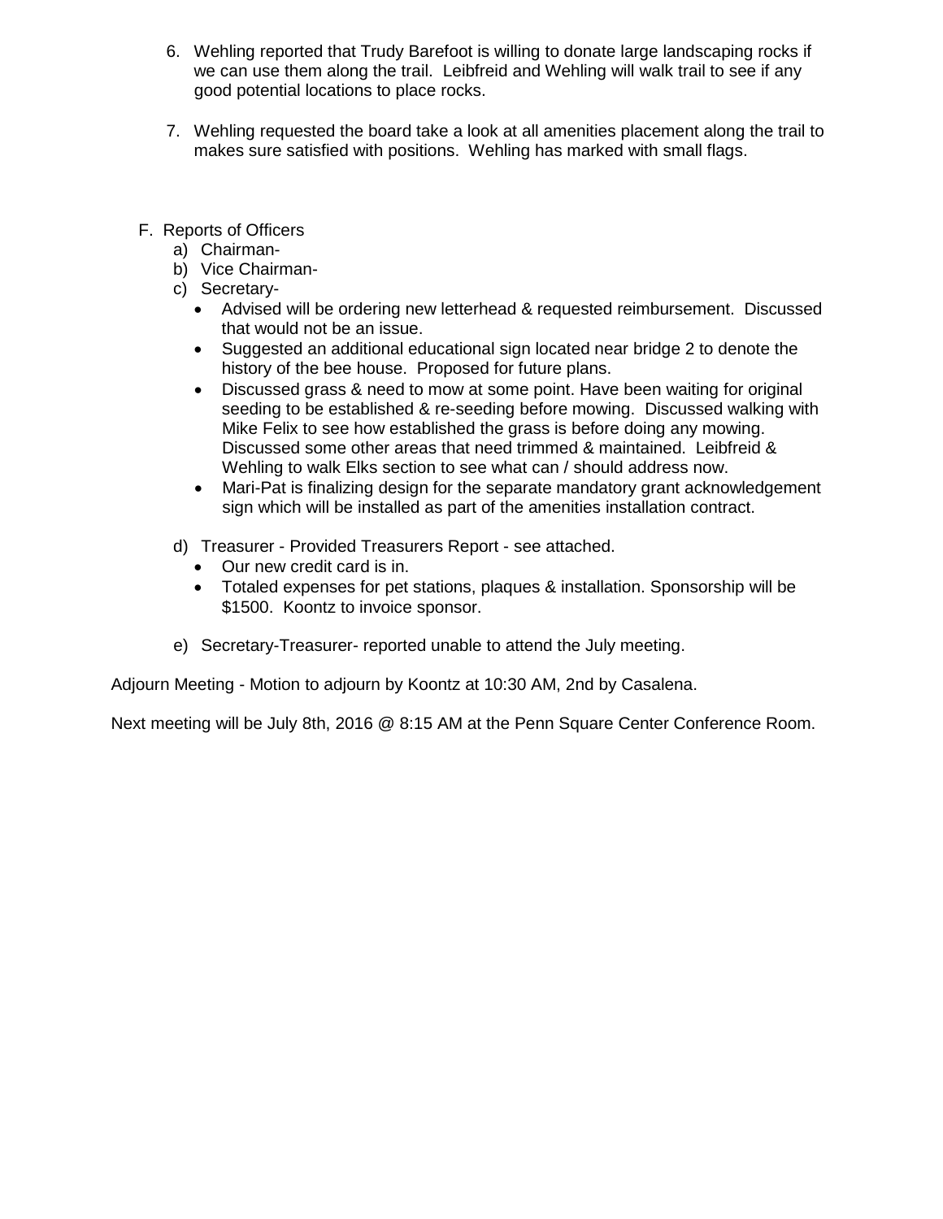6. Wehling reported that Trudy Barefoot is willing to donate large landscaping rocks if we can use them along the trail. Leibfreid and Wehling will walk trail to see if any good potential locations to place rocks.

7. Wehling requested the board take a look at all amenities placement along the trail to makes sure satisfied with positions. Wehling has marked with small flags.

F. Reports of Officers
   a) Chairman-
   b) Vice Chairman-
   c) Secretary-
      - Advised will be ordering new letterhead & requested reimbursement. Discussed that would not be an issue.
      - Suggested an additional educational sign located near bridge 2 to denote the history of the bee house. Proposed for future plans.
      - Discussed grass & need to mow at some point. Have been waiting for original seeding to be established & re-seeding before mowing. Discussed walking with Mike Felix to see how established the grass is before doing any mowing. Discussed some other areas that need trimmed & maintained. Leibfreid & Wehling to walk Elks section to see what can / should address now.
      - Mari-Pat is finalizing design for the separate mandatory grant acknowledgement sign which will be installed as part of the amenities installation contract.

   d) Treasurer - Provided Treasurers Report - see attached.
      - Our new credit card is in.
      - Totaled expenses for pet stations, plaques & installation. Sponsorship will be $1500. Koontz to invoice sponsor.

   e) Secretary-Treasurer- reported unable to attend the July meeting.

Adjourn Meeting - Motion to adjourn by Koontz at 10:30 AM, 2nd by Casalena.

Next meeting will be July 8th, 2016 @ 8:15 AM at the Penn Square Center Conference Room.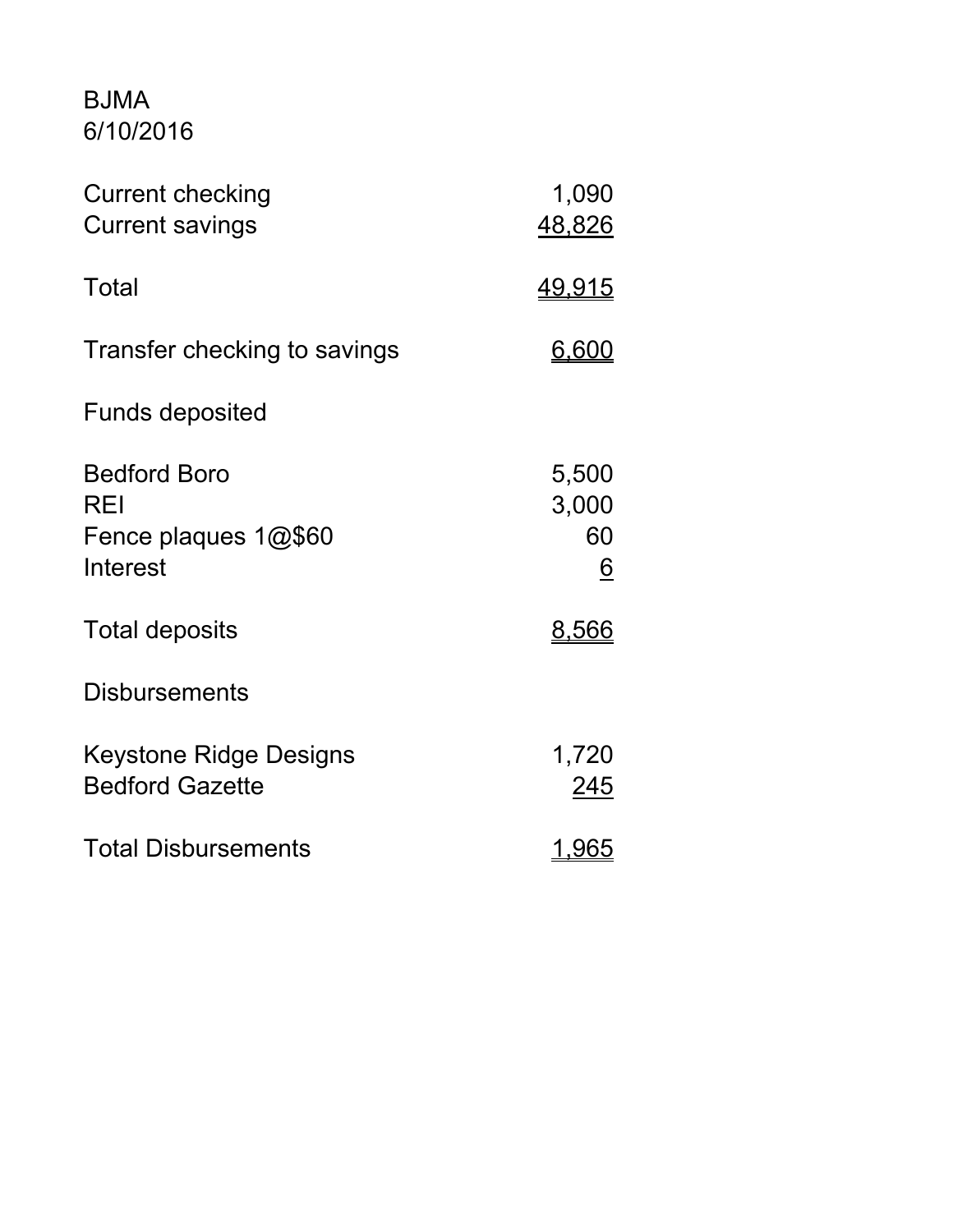BJMA
6/10/2016

| | |
|---|---|
| Current checking | 1,090 |
| Current savings | 48,826 |
| | |
| Total | 49,915 |
| | |
| Transfer checking to savings | 6,600 |
| | |
| Funds deposited | |
| | |
| Bedford Boro | 5,500 |
| REI | 3,000 |
| Fence plaques 1@$60 | 60 |
| Interest | 6 |
| | |
| Total deposits | 8,566 |
| | |
| Disbursements | |
| | |
| Keystone Ridge Designs | 1,720 |
| Bedford Gazette | 245 |
| | |
| Total Disbursements | 1,965 |